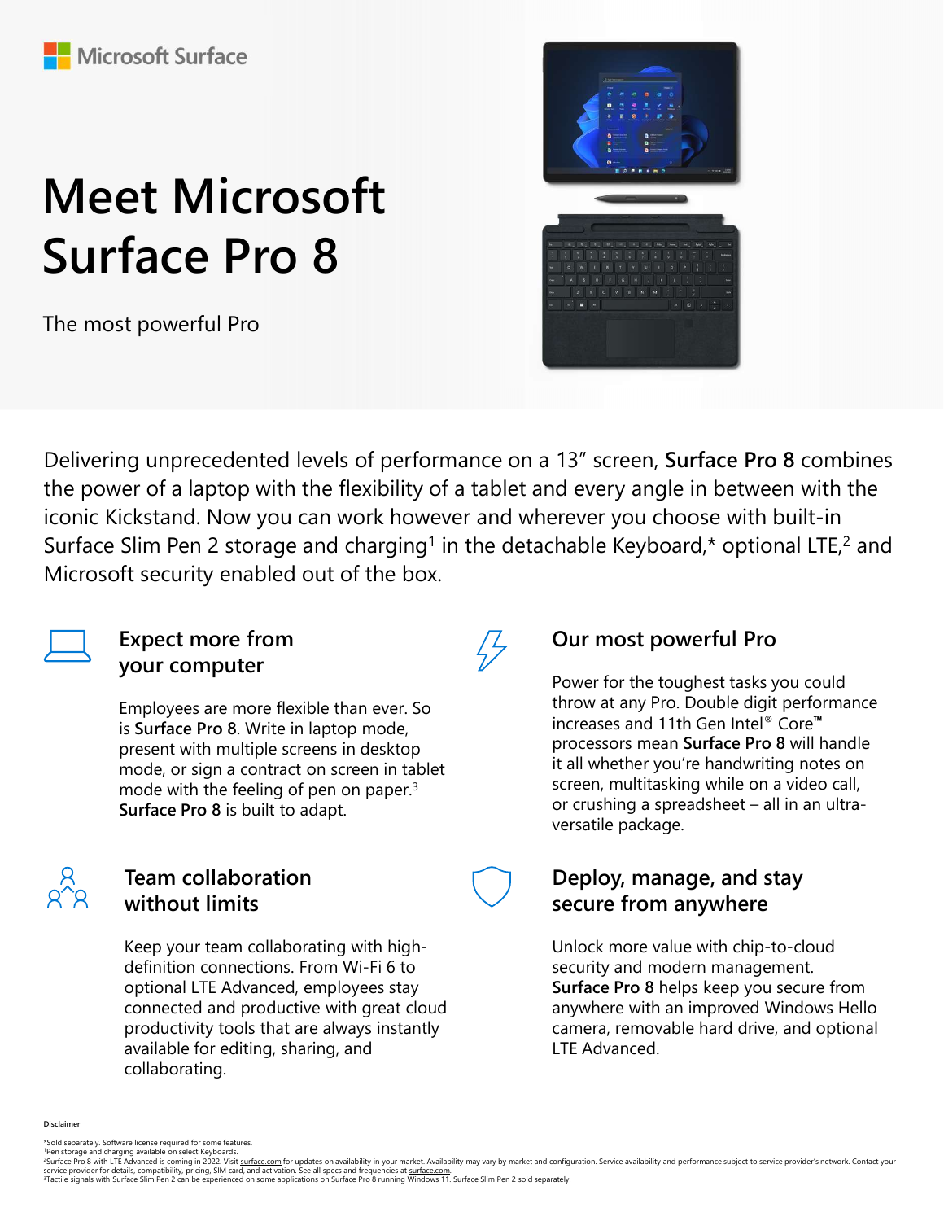Microsoft Surface

# Meet Microsoft Surface Pro 8

The most powerful Pro

Delivering unprecedented levels of performance on a 13" screen, **Surface Pro 8** combines the power of a laptop with the flexibility of a tablet and every angle in between with the iconic Kickstand. Now you can work however and wherever you choose with built-in Surface Slim Pen 2 storage and charging[1] in the detachable Keyboard,* optional LTE,[2] and Microsoft security enabled out of the box.

## Expect more from your computer

Employees are more flexible than ever. So is **Surface Pro 8**. Write in laptop mode, present with multiple screens in desktop mode, or sign a contract on screen in tablet mode with the feeling of pen on paper.[3] **Surface Pro 8** is built to adapt.

## Our most powerful Pro

Power for the toughest tasks you could throw at any Pro. Double digit performance increases and 11th Gen Intel® Core™ processors mean **Surface Pro 8** will handle it all whether you're handwriting notes on screen, multitasking while on a video call, or crushing a spreadsheet – all in an ultra-versatile package.

## Team collaboration without limits

Keep your team collaborating with high-definition connections. From Wi-Fi 6 to optional LTE Advanced, employees stay connected and productive with great cloud productivity tools that are always instantly available for editing, sharing, and collaborating.

## Deploy, manage, and stay secure from anywhere

Unlock more value with chip-to-cloud security and modern management. **Surface Pro 8** helps keep you secure from anywhere with an improved Windows Hello camera, removable hard drive, and optional LTE Advanced.

**Disclaimer**

*Sold separately. Software license required for some features.
[1]Pen storage and charging available on select Keyboards.
[2]Surface Pro 8 with LTE Advanced is coming in 2022. Visit surface.com for updates on availability in your market. Availability may vary by market and configuration. Service availability and performance subject to service provider's network. Contact your service provider for details, compatibility, pricing, SIM card, and activation. See all specs and frequencies at surface.com.
[3]Tactile signals with Surface Slim Pen 2 can be experienced on some applications on Surface Pro 8 running Windows 11. Surface Slim Pen 2 sold separately.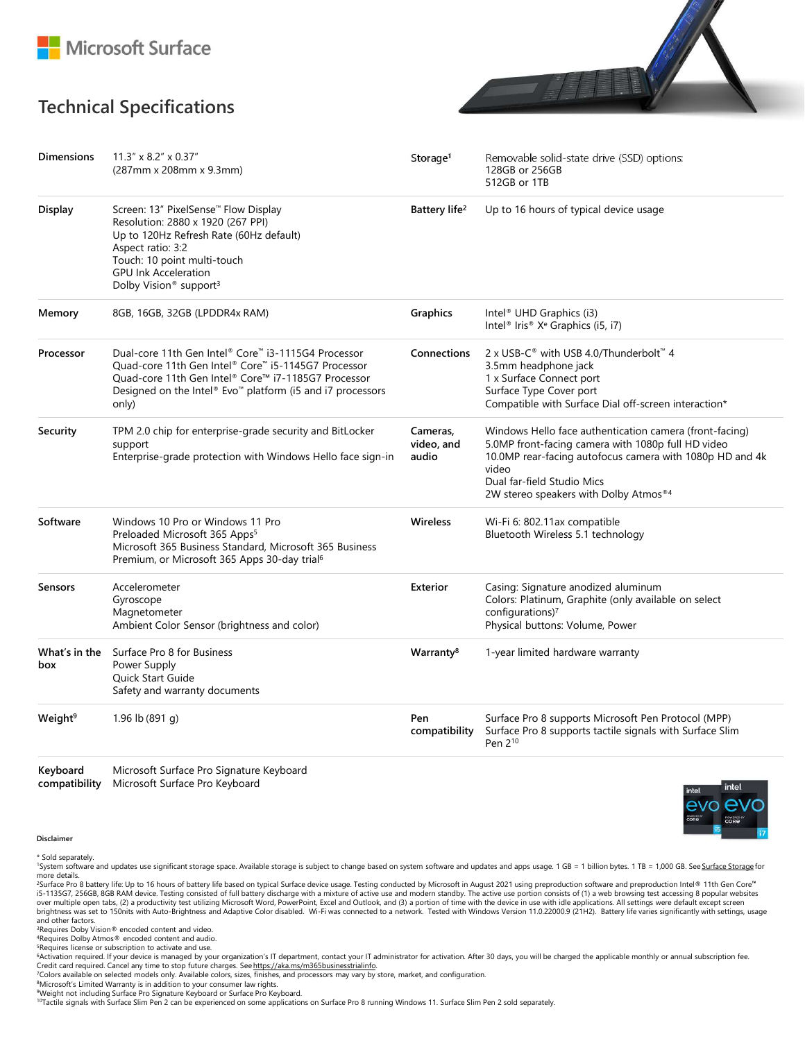Microsoft Surface

# Technical Specifications

| | | | |
|---|---|---|---|
| **Dimensions** | 11.3" x 8.2" x 0.37"<br>(287mm x 208mm x 9.3mm) | **Storage**[1] | Removable solid-state drive (SSD) options:<br>128GB or 256GB<br>512GB or 1TB |
| **Display** | Screen: 13" PixelSense™ Flow Display<br>Resolution: 2880 x 1920 (267 PPI)<br>Up to 120Hz Refresh Rate (60Hz default)<br>Aspect ratio: 3:2<br>Touch: 10 point multi-touch<br>GPU Ink Acceleration<br>Dolby Vision® support[3] | **Battery life**[2] | Up to 16 hours of typical device usage |
| **Memory** | 8GB, 16GB, 32GB (LPDDR4x RAM) | **Graphics** | Intel® UHD Graphics (i3)<br>Intel® Iris® Xe Graphics (i5, i7) |
| **Processor** | Dual-core 11th Gen Intel® Core™ i3-1115G4 Processor<br>Quad-core 11th Gen Intel® Core™ i5-1145G7 Processor<br>Quad-core 11th Gen Intel® Core™ i7-1185G7 Processor<br>Designed on the Intel® Evo™ platform (i5 and i7 processors only) | **Connections** | 2 x USB-C® with USB 4.0/Thunderbolt™ 4<br>3.5mm headphone jack<br>1 x Surface Connect port<br>Surface Type Cover port<br>Compatible with Surface Dial off-screen interaction* |
| **Security** | TPM 2.0 chip for enterprise-grade security and BitLocker support<br>Enterprise-grade protection with Windows Hello face sign-in | **Cameras, video, and audio** | Windows Hello face authentication camera (front-facing)<br>5.0MP front-facing camera with 1080p full HD video<br>10.0MP rear-facing autofocus camera with 1080p HD and 4k video<br>Dual far-field Studio Mics<br>2W stereo speakers with Dolby Atmos®[4] |
| **Software** | Windows 10 Pro or Windows 11 Pro<br>Preloaded Microsoft 365 Apps[5]<br>Microsoft 365 Business Standard, Microsoft 365 Business Premium, or Microsoft 365 Apps 30-day trial[6] | **Wireless** | Wi-Fi 6: 802.11ax compatible<br>Bluetooth Wireless 5.1 technology |
| **Sensors** | Accelerometer<br>Gyroscope<br>Magnetometer<br>Ambient Color Sensor (brightness and color) | **Exterior** | Casing: Signature anodized aluminum<br>Colors: Platinum, Graphite (only available on select configurations)[7]<br>Physical buttons: Volume, Power |
| **What's in the box** | Surface Pro 8 for Business<br>Power Supply<br>Quick Start Guide<br>Safety and warranty documents | **Warranty**[8] | 1-year limited hardware warranty |
| **Weight**[9] | 1.96 lb (891 g) | **Pen compatibility** | Surface Pro 8 supports Microsoft Pen Protocol (MPP)<br>Surface Pro 8 supports tactile signals with Surface Slim Pen 2[10] |
| **Keyboard compatibility** | Microsoft Surface Pro Signature Keyboard<br>Microsoft Surface Pro Keyboard | | |

**Disclaimer**

* Sold separately.

[1]System software and updates use significant storage space. Available storage is subject to change based on system software and updates and apps usage. 1 GB = 1 billion bytes. 1 TB = 1,000 GB. See Surface Storage for more details.

[2]Surface Pro 8 battery life: Up to 16 hours of battery life based on typical Surface device usage. Testing conducted by Microsoft in August 2021 using preproduction software and preproduction Intel® 11th Gen Core™ i5-1135G7, 256GB, 8GB RAM device. Testing consisted of full battery discharge with a mixture of active use and modern standby. The active use portion consists of (1) a web browsing test accessing 8 popular websites over multiple open tabs, (2) a productivity test utilizing Microsoft Word, PowerPoint, Excel and Outlook, and (3) a portion of time with the device in use with idle applications. All settings were default except screen brightness was set to 150nits with Auto-Brightness and Adaptive Color disabled. Wi-Fi was connected to a network. Tested with Windows Version 11.0.22000.9 (21H2). Battery life varies significantly with settings, usage and other factors.

[3]Requires Doby Vision® encoded content and video.

[4]Requires Dolby Atmos® encoded content and audio.

[5]Requires license or subscription to activate and use.

[6]Activation required. If your device is managed by your organization's IT department, contact your IT administrator for activation. After 30 days, you will be charged the applicable monthly or annual subscription fee. Credit card required. Cancel any time to stop future charges. See https://aka.ms/m365businesstrialinfo.

[7]Colors available on selected models only. Available colors, sizes, finishes, and processors may vary by store, market, and configuration.

[8]Microsoft's Limited Warranty is in addition to your consumer law rights.

[9]Weight not including Surface Pro Signature Keyboard or Surface Pro Keyboard.

[10]Tactile signals with Surface Slim Pen 2 can be experienced on some applications on Surface Pro 8 running Windows 11. Surface Slim Pen 2 sold separately.